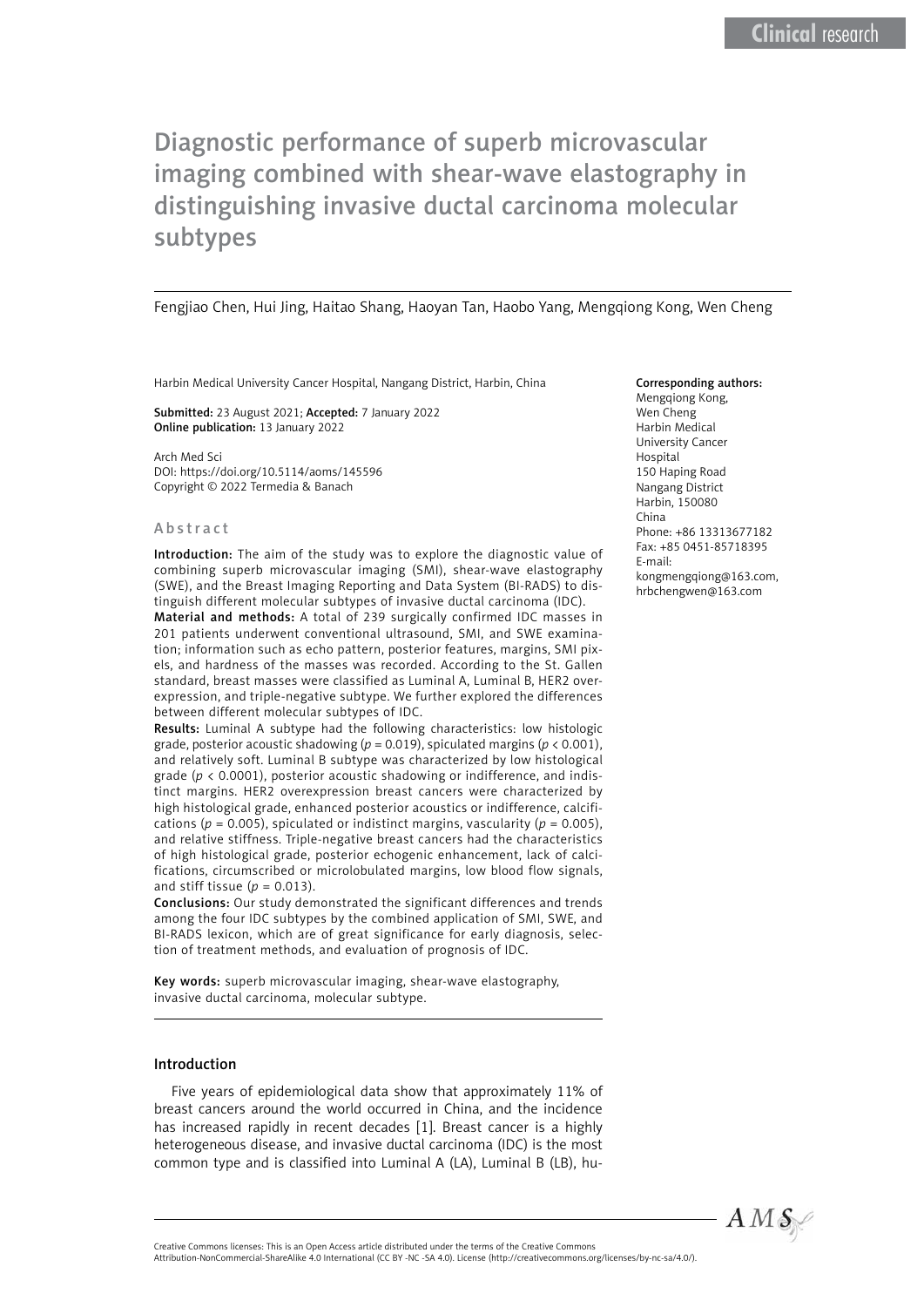# Diagnostic performance of superb microvascular imaging combined with shear-wave elastography in distinguishing invasive ductal carcinoma molecular subtypes

Fengjiao Chen, Hui Jing, Haitao Shang, Haoyan Tan, Haobo Yang, Mengqiong Kong, Wen Cheng

Harbin Medical University Cancer Hospital, Nangang District, Harbin, China

**Submitted:** 23 August 2021; **Accepted:** 7 January 2022
**Online publication:** 13 January 2022

Arch Med Sci
DOI: https://doi.org/10.5114/aoms/145596
Copyright © 2022 Termedia & Banach

**Corresponding authors:**
Mengqiong Kong,
Wen Cheng
Harbin Medical
University Cancer
Hospital
150 Haping Road
Nangang District
Harbin, 150080
China
Phone: +86 13313677182
Fax: +85 0451-85718395
E-mail:
kongmengqiong@163.com,
hrbchengwen@163.com

## Abstract

**Introduction:** The aim of the study was to explore the diagnostic value of combining superb microvascular imaging (SMI), shear-wave elastography (SWE), and the Breast Imaging Reporting and Data System (BI-RADS) to distinguish different molecular subtypes of invasive ductal carcinoma (IDC).

**Material and methods:** A total of 239 surgically confirmed IDC masses in 201 patients underwent conventional ultrasound, SMI, and SWE examination; information such as echo pattern, posterior features, margins, SMI pixels, and hardness of the masses was recorded. According to the St. Gallen standard, breast masses were classified as Luminal A, Luminal B, HER2 overexpression, and triple-negative subtype. We further explored the differences between different molecular subtypes of IDC.

**Results:** Luminal A subtype had the following characteristics: low histologic grade, posterior acoustic shadowing ($p = 0.019$), spiculated margins ($p < 0.001$), and relatively soft. Luminal B subtype was characterized by low histological grade ($p < 0.0001$), posterior acoustic shadowing or indifference, and indistinct margins. HER2 overexpression breast cancers were characterized by high histological grade, enhanced posterior acoustics or indifference, calcifications ($p = 0.005$), spiculated or indistinct margins, vascularity ($p = 0.005$), and relative stiffness. Triple-negative breast cancers had the characteristics of high histological grade, posterior echogenic enhancement, lack of calcifications, circumscribed or microlobulated margins, low blood flow signals, and stiff tissue ($p = 0.013$).

**Conclusions:** Our study demonstrated the significant differences and trends among the four IDC subtypes by the combined application of SMI, SWE, and BI-RADS lexicon, which are of great significance for early diagnosis, selection of treatment methods, and evaluation of prognosis of IDC.

**Key words:** superb microvascular imaging, shear-wave elastography, invasive ductal carcinoma, molecular subtype.

## Introduction

Five years of epidemiological data show that approximately 11% of breast cancers around the world occurred in China, and the incidence has increased rapidly in recent decades [1]. Breast cancer is a highly heterogeneous disease, and invasive ductal carcinoma (IDC) is the most common type and is classified into Luminal A (LA), Luminal B (LB), hu-

Creative Commons licenses: This is an Open Access article distributed under the terms of the Creative Commons Attribution-NonCommercial-ShareAlike 4.0 International (CC BY -NC -SA 4.0). License (http://creativecommons.org/licenses/by-nc-sa/4.0/).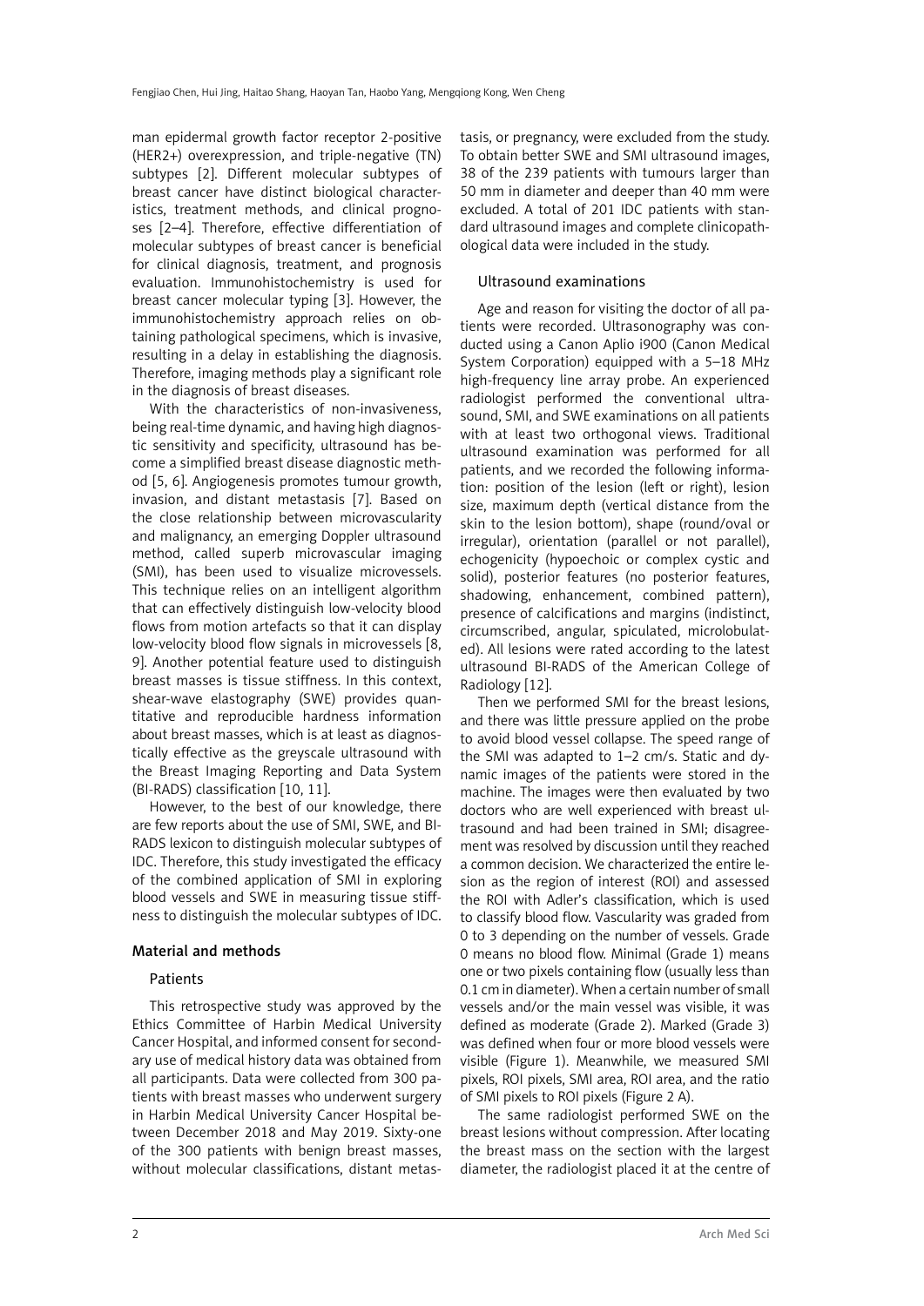man epidermal growth factor receptor 2-positive (HER2+) overexpression, and triple-negative (TN) subtypes [2]. Different molecular subtypes of breast cancer have distinct biological characteristics, treatment methods, and clinical prognoses [2–4]. Therefore, effective differentiation of molecular subtypes of breast cancer is beneficial for clinical diagnosis, treatment, and prognosis evaluation. Immunohistochemistry is used for breast cancer molecular typing [3]. However, the immunohistochemistry approach relies on obtaining pathological specimens, which is invasive, resulting in a delay in establishing the diagnosis. Therefore, imaging methods play a significant role in the diagnosis of breast diseases.

With the characteristics of non-invasiveness, being real-time dynamic, and having high diagnostic sensitivity and specificity, ultrasound has become a simplified breast disease diagnostic method [5, 6]. Angiogenesis promotes tumour growth, invasion, and distant metastasis [7]. Based on the close relationship between microvascularity and malignancy, an emerging Doppler ultrasound method, called superb microvascular imaging (SMI), has been used to visualize microvessels. This technique relies on an intelligent algorithm that can effectively distinguish low-velocity blood flows from motion artefacts so that it can display low-velocity blood flow signals in microvessels [8, 9]. Another potential feature used to distinguish breast masses is tissue stiffness. In this context, shear-wave elastography (SWE) provides quantitative and reproducible hardness information about breast masses, which is at least as diagnostically effective as the greyscale ultrasound with the Breast Imaging Reporting and Data System (BI-RADS) classification [10, 11].

However, to the best of our knowledge, there are few reports about the use of SMI, SWE, and BI-RADS lexicon to distinguish molecular subtypes of IDC. Therefore, this study investigated the efficacy of the combined application of SMI in exploring blood vessels and SWE in measuring tissue stiffness to distinguish the molecular subtypes of IDC.

## Material and methods

### Patients

This retrospective study was approved by the Ethics Committee of Harbin Medical University Cancer Hospital, and informed consent for secondary use of medical history data was obtained from all participants. Data were collected from 300 patients with breast masses who underwent surgery in Harbin Medical University Cancer Hospital between December 2018 and May 2019. Sixty-one of the 300 patients with benign breast masses, without molecular classifications, distant metastasis, or pregnancy, were excluded from the study. To obtain better SWE and SMI ultrasound images, 38 of the 239 patients with tumours larger than 50 mm in diameter and deeper than 40 mm were excluded. A total of 201 IDC patients with standard ultrasound images and complete clinicopathological data were included in the study.

### Ultrasound examinations

Age and reason for visiting the doctor of all patients were recorded. Ultrasonography was conducted using a Canon Aplio i900 (Canon Medical System Corporation) equipped with a 5–18 MHz high-frequency line array probe. An experienced radiologist performed the conventional ultrasound, SMI, and SWE examinations on all patients with at least two orthogonal views. Traditional ultrasound examination was performed for all patients, and we recorded the following information: position of the lesion (left or right), lesion size, maximum depth (vertical distance from the skin to the lesion bottom), shape (round/oval or irregular), orientation (parallel or not parallel), echogenicity (hypoechoic or complex cystic and solid), posterior features (no posterior features, shadowing, enhancement, combined pattern), presence of calcifications and margins (indistinct, circumscribed, angular, spiculated, microlobulated). All lesions were rated according to the latest ultrasound BI-RADS of the American College of Radiology [12].

Then we performed SMI for the breast lesions, and there was little pressure applied on the probe to avoid blood vessel collapse. The speed range of the SMI was adapted to 1–2 cm/s. Static and dynamic images of the patients were stored in the machine. The images were then evaluated by two doctors who are well experienced with breast ultrasound and had been trained in SMI; disagreement was resolved by discussion until they reached a common decision. We characterized the entire lesion as the region of interest (ROI) and assessed the ROI with Adler's classification, which is used to classify blood flow. Vascularity was graded from 0 to 3 depending on the number of vessels. Grade 0 means no blood flow. Minimal (Grade 1) means one or two pixels containing flow (usually less than 0.1 cm in diameter). When a certain number of small vessels and/or the main vessel was visible, it was defined as moderate (Grade 2). Marked (Grade 3) was defined when four or more blood vessels were visible (Figure 1). Meanwhile, we measured SMI pixels, ROI pixels, SMI area, ROI area, and the ratio of SMI pixels to ROI pixels (Figure 2 A).

The same radiologist performed SWE on the breast lesions without compression. After locating the breast mass on the section with the largest diameter, the radiologist placed it at the centre of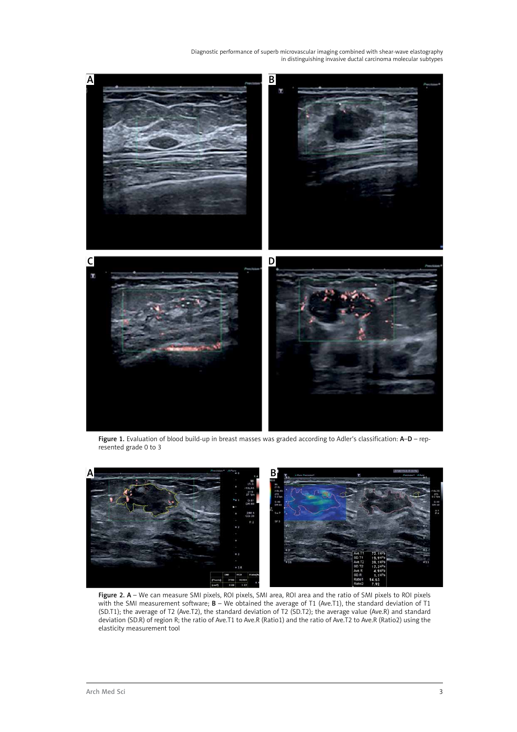Figure 1. Evaluation of blood build-up in breast masses was graded according to Adler's classification: **A**–**D** – represented grade 0 to 3

Figure 2. **A** – We can measure SMI pixels, ROI pixels, SMI area, ROI area and the ratio of SMI pixels to ROI pixels with the SMI measurement software; **B** – We obtained the average of T1 (Ave.T1), the standard deviation of T1 (SD.T1); the average of T2 (Ave.T2), the standard deviation of T2 (SD.T2); the average value (Ave.R) and standard deviation (SD.R) of region R; the ratio of Ave.T1 to Ave.R (Ratio1) and the ratio of Ave.T2 to Ave.R (Ratio2) using the elasticity measurement tool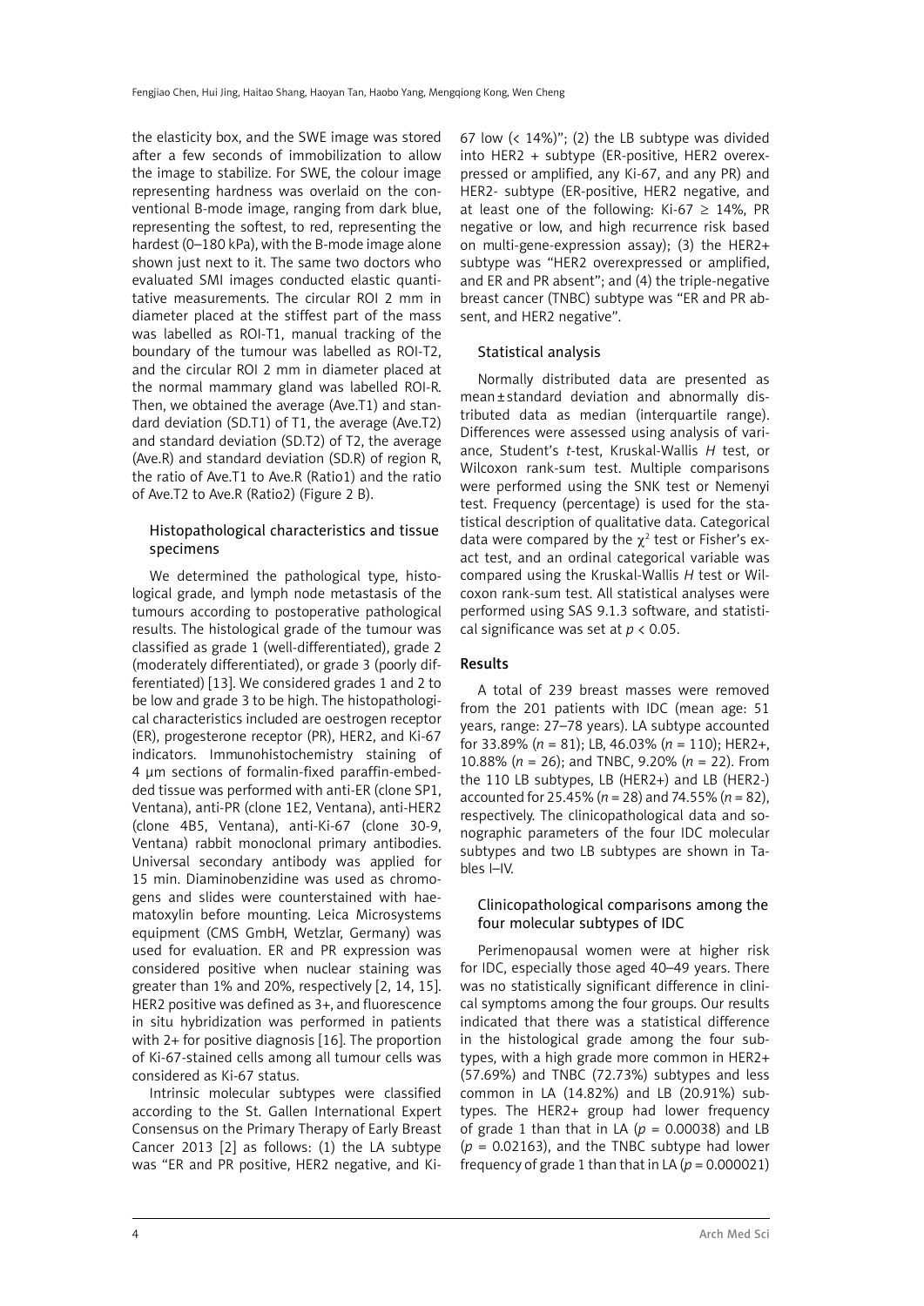the elasticity box, and the SWE image was stored after a few seconds of immobilization to allow the image to stabilize. For SWE, the colour image representing hardness was overlaid on the conventional B-mode image, ranging from dark blue, representing the softest, to red, representing the hardest (0–180 kPa), with the B-mode image alone shown just next to it. The same two doctors who evaluated SMI images conducted elastic quantitative measurements. The circular ROI 2 mm in diameter placed at the stiffest part of the mass was labelled as ROI-T1, manual tracking of the boundary of the tumour was labelled as ROI-T2, and the circular ROI 2 mm in diameter placed at the normal mammary gland was labelled ROI-R. Then, we obtained the average (Ave.T1) and standard deviation (SD.T1) of T1, the average (Ave.T2) and standard deviation (SD.T2) of T2, the average (Ave.R) and standard deviation (SD.R) of region R, the ratio of Ave.T1 to Ave.R (Ratio1) and the ratio of Ave.T2 to Ave.R (Ratio2) (Figure 2 B).

### Histopathological characteristics and tissue specimens

We determined the pathological type, histological grade, and lymph node metastasis of the tumours according to postoperative pathological results. The histological grade of the tumour was classified as grade 1 (well-differentiated), grade 2 (moderately differentiated), or grade 3 (poorly differentiated) [13]. We considered grades 1 and 2 to be low and grade 3 to be high. The histopathological characteristics included are oestrogen receptor (ER), progesterone receptor (PR), HER2, and Ki-67 indicators. Immunohistochemistry staining of 4 μm sections of formalin-fixed paraffin-embedded tissue was performed with anti-ER (clone SP1, Ventana), anti-PR (clone 1E2, Ventana), anti-HER2 (clone 4B5, Ventana), anti-Ki-67 (clone 30-9, Ventana) rabbit monoclonal primary antibodies. Universal secondary antibody was applied for 15 min. Diaminobenzidine was used as chromogens and slides were counterstained with haematoxylin before mounting. Leica Microsystems equipment (CMS GmbH, Wetzlar, Germany) was used for evaluation. ER and PR expression was considered positive when nuclear staining was greater than 1% and 20%, respectively [2, 14, 15]. HER2 positive was defined as 3+, and fluorescence in situ hybridization was performed in patients with 2+ for positive diagnosis [16]. The proportion of Ki-67-stained cells among all tumour cells was considered as Ki-67 status.

Intrinsic molecular subtypes were classified according to the St. Gallen International Expert Consensus on the Primary Therapy of Early Breast Cancer 2013 [2] as follows: (1) the LA subtype was "ER and PR positive, HER2 negative, and Ki-67 low (< 14%)"; (2) the LB subtype was divided into HER2 + subtype (ER-positive, HER2 overexpressed or amplified, any Ki-67, and any PR) and HER2- subtype (ER-positive, HER2 negative, and at least one of the following: Ki-67 ≥ 14%, PR negative or low, and high recurrence risk based on multi-gene-expression assay); (3) the HER2+ subtype was "HER2 overexpressed or amplified, and ER and PR absent"; and (4) the triple-negative breast cancer (TNBC) subtype was "ER and PR absent, and HER2 negative".

### Statistical analysis

Normally distributed data are presented as mean ± standard deviation and abnormally distributed data as median (interquartile range). Differences were assessed using analysis of variance, Student's *t*-test, Kruskal-Wallis *H* test, or Wilcoxon rank-sum test. Multiple comparisons were performed using the SNK test or Nemenyi test. Frequency (percentage) is used for the statistical description of qualitative data. Categorical data were compared by the $\chi^2$ test or Fisher's exact test, and an ordinal categorical variable was compared using the Kruskal-Wallis *H* test or Wilcoxon rank-sum test. All statistical analyses were performed using SAS 9.1.3 software, and statistical significance was set at $p < 0.05$.

## Results

A total of 239 breast masses were removed from the 201 patients with IDC (mean age: 51 years, range: 27–78 years). LA subtype accounted for 33.89% ($n$ = 81); LB, 46.03% ($n$ = 110); HER2+, 10.88% ($n$ = 26); and TNBC, 9.20% ($n$ = 22). From the 110 LB subtypes, LB (HER2+) and LB (HER2-) accounted for 25.45% ($n$ = 28) and 74.55% ($n$ = 82), respectively. The clinicopathological data and sonographic parameters of the four IDC molecular subtypes and two LB subtypes are shown in Tables I–IV.

### Clinicopathological comparisons among the four molecular subtypes of IDC

Perimenopausal women were at higher risk for IDC, especially those aged 40–49 years. There was no statistically significant difference in clinical symptoms among the four groups. Our results indicated that there was a statistical difference in the histological grade among the four subtypes, with a high grade more common in HER2+ (57.69%) and TNBC (72.73%) subtypes and less common in LA (14.82%) and LB (20.91%) subtypes. The HER2+ group had lower frequency of grade 1 than that in LA ($p$ = 0.00038) and LB ($p$ = 0.02163), and the TNBC subtype had lower frequency of grade 1 than that in LA ($p$ = 0.000021)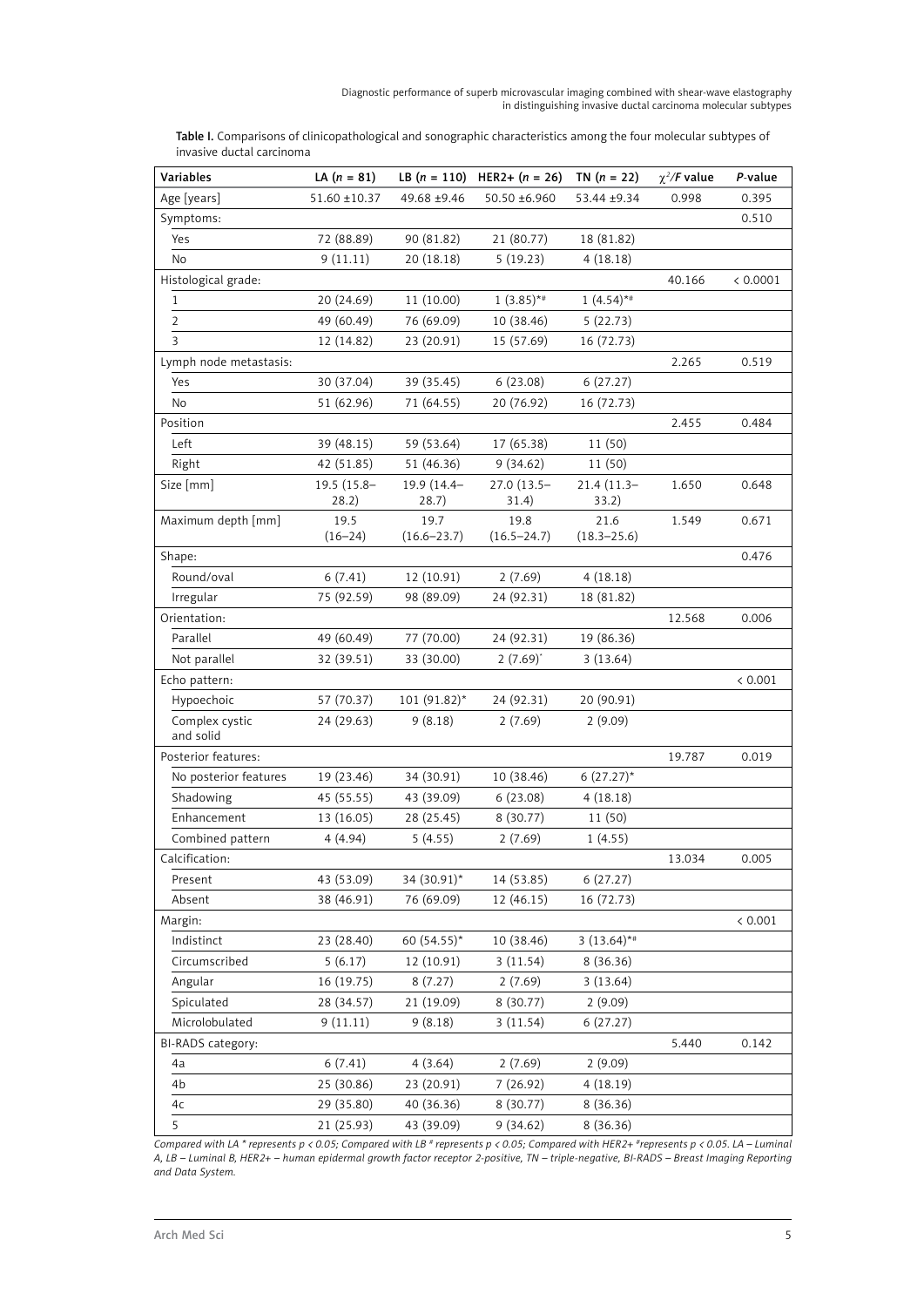**Table I.** Comparisons of clinicopathological and sonographic characteristics among the four molecular subtypes of invasive ductal carcinoma

| Variables | LA (*n* = 81) | LB (*n* = 110) | HER2+ (*n* = 26) | TN (*n* = 22) | $\chi^2$/*F* value | *P*-value |
|---|---|---|---|---|---|---|
| Age [years] | 51.60 ±10.37 | 49.68 ±9.46 | 50.50 ±6.960 | 53.44 ±9.34 | 0.998 | 0.395 |
| Symptoms: | | | | | | 0.510 |
| Yes | 72 (88.89) | 90 (81.82) | 21 (80.77) | 18 (81.82) | | |
| No | 9 (11.11) | 20 (18.18) | 5 (19.23) | 4 (18.18) | | |
| Histological grade: | | | | | 40.166 | < 0.0001 |
| 1 | 20 (24.69) | 11 (10.00) | 1 (3.85)*# | 1 (4.54)*# | | |
| 2 | 49 (60.49) | 76 (69.09) | 10 (38.46) | 5 (22.73) | | |
| 3 | 12 (14.82) | 23 (20.91) | 15 (57.69) | 16 (72.73) | | |
| Lymph node metastasis: | | | | | 2.265 | 0.519 |
| Yes | 30 (37.04) | 39 (35.45) | 6 (23.08) | 6 (27.27) | | |
| No | 51 (62.96) | 71 (64.55) | 20 (76.92) | 16 (72.73) | | |
| Position | | | | | 2.455 | 0.484 |
| Left | 39 (48.15) | 59 (53.64) | 17 (65.38) | 11 (50) | | |
| Right | 42 (51.85) | 51 (46.36) | 9 (34.62) | 11 (50) | | |
| Size [mm] | 19.5 (15.8–28.2) | 19.9 (14.4–28.7) | 27.0 (13.5–31.4) | 21.4 (11.3–33.2) | 1.650 | 0.648 |
| Maximum depth [mm] | 19.5 (16–24) | 19.7 (16.6–23.7) | 19.8 (16.5–24.7) | 21.6 (18.3–25.6) | 1.549 | 0.671 |
| Shape: | | | | | | 0.476 |
| Round/oval | 6 (7.41) | 12 (10.91) | 2 (7.69) | 4 (18.18) | | |
| Irregular | 75 (92.59) | 98 (89.09) | 24 (92.31) | 18 (81.82) | | |
| Orientation: | | | | | 12.568 | 0.006 |
| Parallel | 49 (60.49) | 77 (70.00) | 24 (92.31) | 19 (86.36) | | |
| Not parallel | 32 (39.51) | 33 (30.00) | 2 (7.69)* | 3 (13.64) | | |
| Echo pattern: | | | | | | < 0.001 |
| Hypoechoic | 57 (70.37) | 101 (91.82)* | 24 (92.31) | 20 (90.91) | | |
| Complex cystic and solid | 24 (29.63) | 9 (8.18) | 2 (7.69) | 2 (9.09) | | |
| Posterior features: | | | | | 19.787 | 0.019 |
| No posterior features | 19 (23.46) | 34 (30.91) | 10 (38.46) | 6 (27.27)* | | |
| Shadowing | 45 (55.55) | 43 (39.09) | 6 (23.08) | 4 (18.18) | | |
| Enhancement | 13 (16.05) | 28 (25.45) | 8 (30.77) | 11 (50) | | |
| Combined pattern | 4 (4.94) | 5 (4.55) | 2 (7.69) | 1 (4.55) | | |
| Calcification: | | | | | 13.034 | 0.005 |
| Present | 43 (53.09) | 34 (30.91)* | 14 (53.85) | 6 (27.27) | | |
| Absent | 38 (46.91) | 76 (69.09) | 12 (46.15) | 16 (72.73) | | |
| Margin: | | | | | | < 0.001 |
| Indistinct | 23 (28.40) | 60 (54.55)* | 10 (38.46) | 3 (13.64)*# | | |
| Circumscribed | 5 (6.17) | 12 (10.91) | 3 (11.54) | 8 (36.36) | | |
| Angular | 16 (19.75) | 8 (7.27) | 2 (7.69) | 3 (13.64) | | |
| Spiculated | 28 (34.57) | 21 (19.09) | 8 (30.77) | 2 (9.09) | | |
| Microlobulated | 9 (11.11) | 9 (8.18) | 3 (11.54) | 6 (27.27) | | |
| BI-RADS category: | | | | | 5.440 | 0.142 |
| 4a | 6 (7.41) | 4 (3.64) | 2 (7.69) | 2 (9.09) | | |
| 4b | 25 (30.86) | 23 (20.91) | 7 (26.92) | 4 (18.19) | | |
| 4c | 29 (35.80) | 40 (36.36) | 8 (30.77) | 8 (36.36) | | |
| 5 | 21 (25.93) | 43 (39.09) | 9 (34.62) | 8 (36.36) | | |

*Compared with LA * represents p < 0.05; Compared with LB # represents p < 0.05; Compared with HER2+ #represents p < 0.05. LA – Luminal A, LB – Luminal B, HER2+ – human epidermal growth factor receptor 2-positive, TN – triple-negative, BI-RADS – Breast Imaging Reporting and Data System.*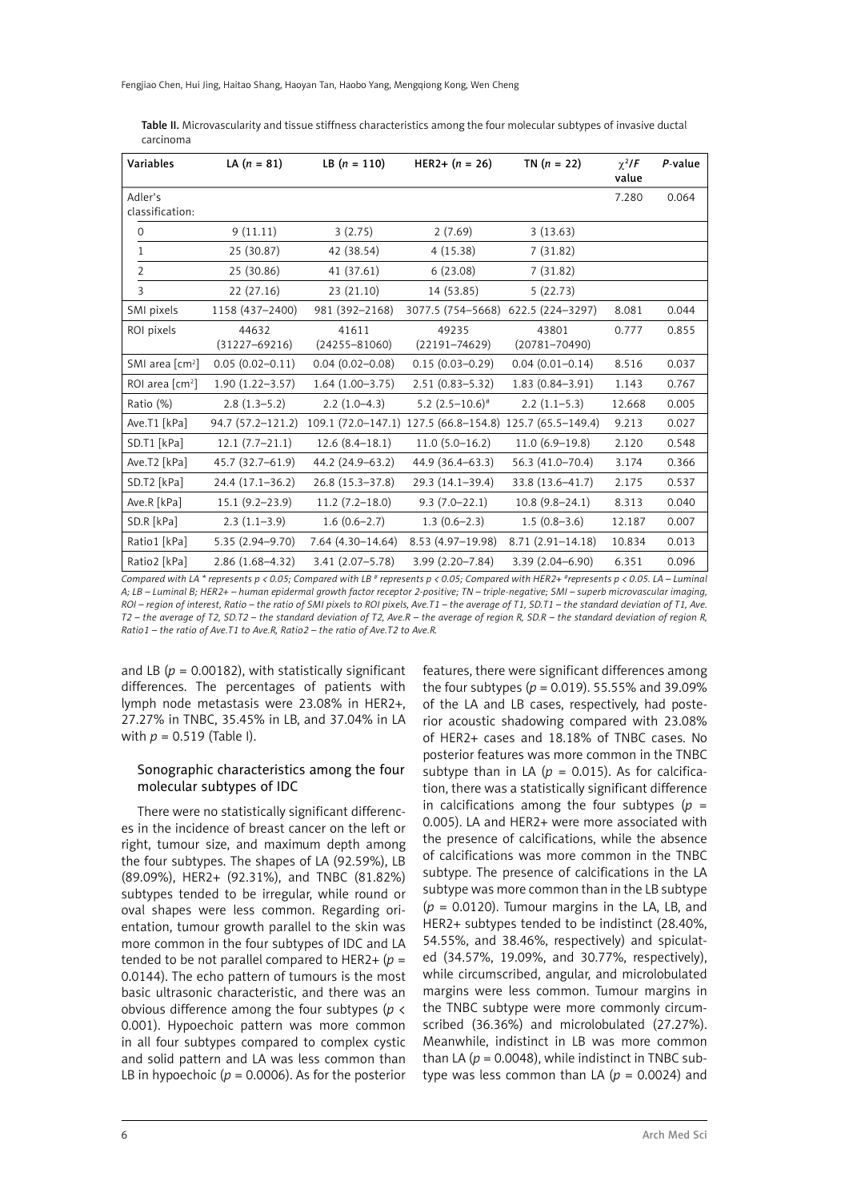Table II. Microvascularity and tissue stiffness characteristics among the four molecular subtypes of invasive ductal carcinoma

| Variables | LA (n = 81) | LB (n = 110) | HER2+ (n = 26) | TN (n = 22) | $\chi^2$/F value | P-value |
|---|---|---|---|---|---|---|
| Adler's classification: | | | | | 7.280 | 0.064 |
| 0 | 9 (11.11) | 3 (2.75) | 2 (7.69) | 3 (13.63) | | |
| 1 | 25 (30.87) | 42 (38.54) | 4 (15.38) | 7 (31.82) | | |
| 2 | 25 (30.86) | 41 (37.61) | 6 (23.08) | 7 (31.82) | | |
| 3 | 22 (27.16) | 23 (21.10) | 14 (53.85) | 5 (22.73) | | |
| SMI pixels | 1158 (437–2400) | 981 (392–2168) | 3077.5 (754–5668) | 622.5 (224–3297) | 8.081 | 0.044 |
| ROI pixels | 44632 (31227–69216) | 41611 (24255–81060) | 49235 (22191–74629) | 43801 (20781–70490) | 0.777 | 0.855 |
| SMI area [cm$^2$] | 0.05 (0.02–0.11) | 0.04 (0.02–0.08) | 0.15 (0.03–0.29) | 0.04 (0.01–0.14) | 8.516 | 0.037 |
| ROI area [cm$^2$] | 1.90 (1.22–3.57) | 1.64 (1.00–3.75) | 2.51 (0.83–5.32) | 1.83 (0.84–3.91) | 1.143 | 0.767 |
| Ratio (%) | 2.8 (1.3–5.2) | 2.2 (1.0–4.3) | 5.2 (2.5–10.6)# | 2.2 (1.1–5.3) | 12.668 | 0.005 |
| Ave.T1 [kPa] | 94.7 (57.2–121.2) | 109.1 (72.0–147.1) | 127.5 (66.8–154.8) | 125.7 (65.5–149.4) | 9.213 | 0.027 |
| SD.T1 [kPa] | 12.1 (7.7–21.1) | 12.6 (8.4–18.1) | 11.0 (5.0–16.2) | 11.0 (6.9–19.8) | 2.120 | 0.548 |
| Ave.T2 [kPa] | 45.7 (32.7–61.9) | 44.2 (24.9–63.2) | 44.9 (36.4–63.3) | 56.3 (41.0–70.4) | 3.174 | 0.366 |
| SD.T2 [kPa] | 24.4 (17.1–36.2) | 26.8 (15.3–37.8) | 29.3 (14.1–39.4) | 33.8 (13.6–41.7) | 2.175 | 0.537 |
| Ave.R [kPa] | 15.1 (9.2–23.9) | 11.2 (7.2–18.0) | 9.3 (7.0–22.1) | 10.8 (9.8–24.1) | 8.313 | 0.040 |
| SD.R [kPa] | 2.3 (1.1–3.9) | 1.6 (0.6–2.7) | 1.3 (0.6–2.3) | 1.5 (0.8–3.6) | 12.187 | 0.007 |
| Ratio1 [kPa] | 5.35 (2.94–9.70) | 7.64 (4.30–14.64) | 8.53 (4.97–19.98) | 8.71 (2.91–14.18) | 10.834 | 0.013 |
| Ratio2 [kPa] | 2.86 (1.68–4.32) | 3.41 (2.07–5.78) | 3.99 (2.20–7.84) | 3.39 (2.04–6.90) | 6.351 | 0.096 |

*Compared with LA * represents p < 0.05; Compared with LB # represents p < 0.05; Compared with HER2+ & represents p < 0.05. LA – Luminal A; LB – Luminal B; HER2+ – human epidermal growth factor receptor 2-positive; TN – triple-negative; SMI – superb microvascular imaging, ROI – region of interest, Ratio – the ratio of SMI pixels to ROI pixels, Ave.T1 – the average of T1, SD.T1 – the standard deviation of T1, Ave.T2 – the average of T2, SD.T2 – the standard deviation of T2, Ave.R – the average of region R, SD.R – the standard deviation of region R, Ratio1 – the ratio of Ave.T1 to Ave.R, Ratio2 – the ratio of Ave.T2 to Ave.R.*

and LB ($p$ = 0.00182), with statistically significant differences. The percentages of patients with lymph node metastasis were 23.08% in HER2+, 27.27% in TNBC, 35.45% in LB, and 37.04% in LA with $p$ = 0.519 (Table I).

### Sonographic characteristics among the four molecular subtypes of IDC

There were no statistically significant differences in the incidence of breast cancer on the left or right, tumour size, and maximum depth among the four subtypes. The shapes of LA (92.59%), LB (89.09%), HER2+ (92.31%), and TNBC (81.82%) subtypes tended to be irregular, while round or oval shapes were less common. Regarding orientation, tumour growth parallel to the skin was more common in the four subtypes of IDC and LA tended to be not parallel compared to HER2+ ($p$ = 0.0144). The echo pattern of tumours is the most basic ultrasonic characteristic, and there was an obvious difference among the four subtypes ($p$ < 0.001). Hypoechoic pattern was more common in all four subtypes compared to complex cystic and solid pattern and LA was less common than LB in hypoechoic ($p$ = 0.0006). As for the posterior features, there were significant differences among the four subtypes ($p$ = 0.019). 55.55% and 39.09% of the LA and LB cases, respectively, had posterior acoustic shadowing compared with 23.08% of HER2+ cases and 18.18% of TNBC cases. No posterior features was more common in the TNBC subtype than in LA ($p$ = 0.015). As for calcification, there was a statistically significant difference in calcifications among the four subtypes ($p$ = 0.005). LA and HER2+ were more associated with the presence of calcifications, while the absence of calcifications was more common in the TNBC subtype. The presence of calcifications in the LA subtype was more common than in the LB subtype ($p$ = 0.0120). Tumour margins in the LA, LB, and HER2+ subtypes tended to be indistinct (28.40%, 54.55%, and 38.46%, respectively) and spiculated (34.57%, 19.09%, and 30.77%, respectively), while circumscribed, angular, and microlobulated margins were less common. Tumour margins in the TNBC subtype were more commonly circumscribed (36.36%) and microlobulated (27.27%). Meanwhile, indistinct in LB was more common than LA ($p$ = 0.0048), while indistinct in TNBC subtype was less common than LA ($p$ = 0.0024) and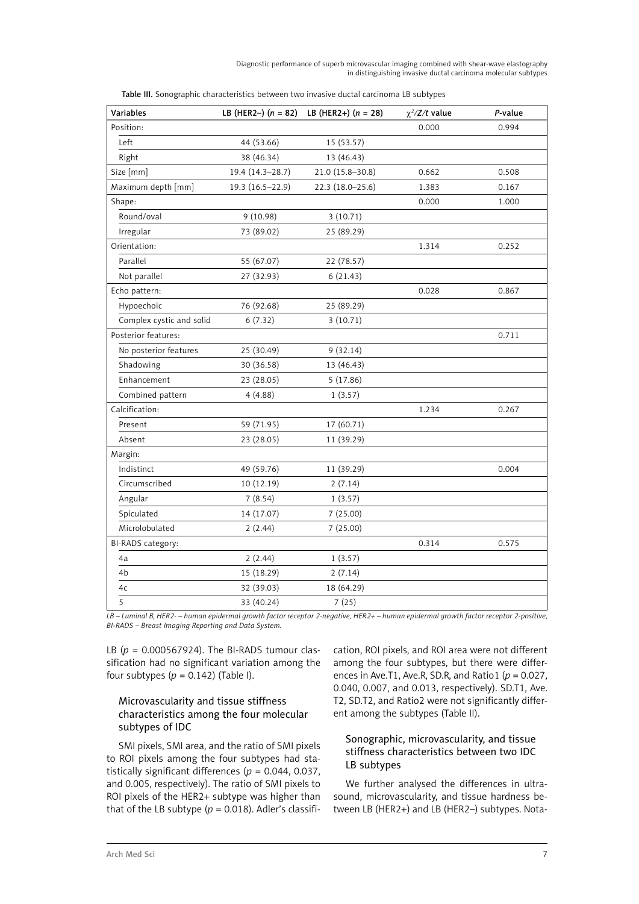Table III. Sonographic characteristics between two invasive ductal carcinoma LB subtypes

| Variables | LB (HER2–) (*n* = 82) | LB (HER2+) (*n* = 28) | $\chi^2$/*Z*/*t* value | *P*-value |
|---|---|---|---|---|
| Position: | | | 0.000 | 0.994 |
| Left | 44 (53.66) | 15 (53.57) | | |
| Right | 38 (46.34) | 13 (46.43) | | |
| Size [mm] | 19.4 (14.3–28.7) | 21.0 (15.8–30.8) | 0.662 | 0.508 |
| Maximum depth [mm] | 19.3 (16.5–22.9) | 22.3 (18.0–25.6) | 1.383 | 0.167 |
| Shape: | | | 0.000 | 1.000 |
| Round/oval | 9 (10.98) | 3 (10.71) | | |
| Irregular | 73 (89.02) | 25 (89.29) | | |
| Orientation: | | | 1.314 | 0.252 |
| Parallel | 55 (67.07) | 22 (78.57) | | |
| Not parallel | 27 (32.93) | 6 (21.43) | | |
| Echo pattern: | | | 0.028 | 0.867 |
| Hypoechoic | 76 (92.68) | 25 (89.29) | | |
| Complex cystic and solid | 6 (7.32) | 3 (10.71) | | |
| Posterior features: | | | | 0.711 |
| No posterior features | 25 (30.49) | 9 (32.14) | | |
| Shadowing | 30 (36.58) | 13 (46.43) | | |
| Enhancement | 23 (28.05) | 5 (17.86) | | |
| Combined pattern | 4 (4.88) | 1 (3.57) | | |
| Calcification: | | | 1.234 | 0.267 |
| Present | 59 (71.95) | 17 (60.71) | | |
| Absent | 23 (28.05) | 11 (39.29) | | |
| Margin: | | | | |
| Indistinct | 49 (59.76) | 11 (39.29) | | 0.004 |
| Circumscribed | 10 (12.19) | 2 (7.14) | | |
| Angular | 7 (8.54) | 1 (3.57) | | |
| Spiculated | 14 (17.07) | 7 (25.00) | | |
| Microlobulated | 2 (2.44) | 7 (25.00) | | |
| BI-RADS category: | | | 0.314 | 0.575 |
| 4a | 2 (2.44) | 1 (3.57) | | |
| 4b | 15 (18.29) | 2 (7.14) | | |
| 4c | 32 (39.03) | 18 (64.29) | | |
| 5 | 33 (40.24) | 7 (25) | | |

*LB – Luminal B, HER2- – human epidermal growth factor receptor 2-negative, HER2+ – human epidermal growth factor receptor 2-positive, BI-RADS – Breast Imaging Reporting and Data System.*

LB ($p$ = 0.000567924). The BI-RADS tumour classification had no significant variation among the four subtypes ($p$ = 0.142) (Table I).

### Microvascularity and tissue stiffness characteristics among the four molecular subtypes of IDC

SMI pixels, SMI area, and the ratio of SMI pixels to ROI pixels among the four subtypes had statistically significant differences ($p$ = 0.044, 0.037, and 0.005, respectively). The ratio of SMI pixels to ROI pixels of the HER2+ subtype was higher than that of the LB subtype ($p$ = 0.018). Adler's classification, ROI pixels, and ROI area were not different among the four subtypes, but there were differences in Ave.T1, Ave.R, SD.R, and Ratio1 ($p$ = 0.027, 0.040, 0.007, and 0.013, respectively). SD.T1, Ave.T2, SD.T2, and Ratio2 were not significantly different among the subtypes (Table II).

### Sonographic, microvascularity, and tissue stiffness characteristics between two IDC LB subtypes

We further analysed the differences in ultrasound, microvascularity, and tissue hardness between LB (HER2+) and LB (HER2–) subtypes. Nota-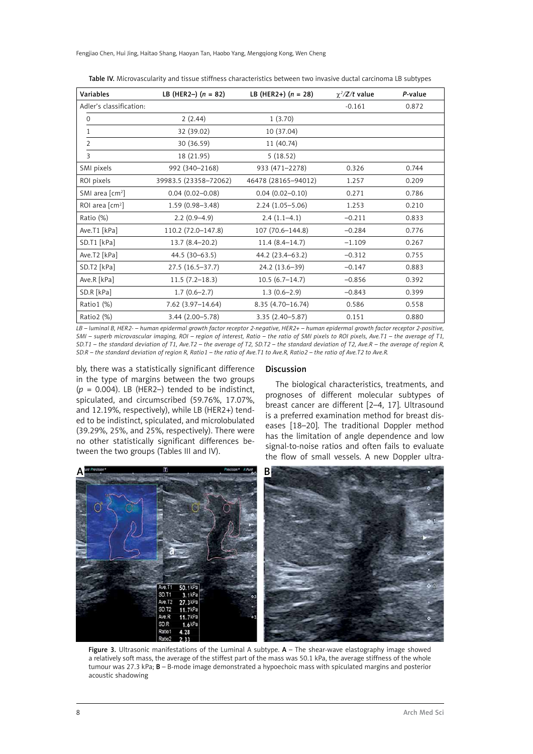Table IV. Microvascularity and tissue stiffness characteristics between two invasive ductal carcinoma LB subtypes

| Variables | LB (HER2–) ($n$ = 82) | LB (HER2+) ($n$ = 28) | $\chi^2/Z/t$ value | $P$-value |
|---|---|---|---|---|
| Adler's classification: | | | -0.161 | 0.872 |
| 0 | 2 (2.44) | 1 (3.70) | | |
| 1 | 32 (39.02) | 10 (37.04) | | |
| 2 | 30 (36.59) | 11 (40.74) | | |
| 3 | 18 (21.95) | 5 (18.52) | | |
| SMI pixels | 992 (340–2168) | 933 (471–2278) | 0.326 | 0.744 |
| ROI pixels | 39983.5 (23358–72062) | 46478 (28165–94012) | 1.257 | 0.209 |
| SMI area [cm$^2$] | 0.04 (0.02–0.08) | 0.04 (0.02–0.10) | 0.271 | 0.786 |
| ROI area [cm$^2$] | 1.59 (0.98–3.48) | 2.24 (1.05–5.06) | 1.253 | 0.210 |
| Ratio (%) | 2.2 (0.9–4.9) | 2.4 (1.1–4.1) | –0.211 | 0.833 |
| Ave.T1 [kPa] | 110.2 (72.0–147.8) | 107 (70.6–144.8) | –0.284 | 0.776 |
| SD.T1 [kPa] | 13.7 (8.4–20.2) | 11.4 (8.4–14.7) | –1.109 | 0.267 |
| Ave.T2 [kPa] | 44.5 (30–63.5) | 44.2 (23.4–63.2) | –0.312 | 0.755 |
| SD.T2 [kPa] | 27.5 (16.5–37.7) | 24.2 (13.6–39) | –0.147 | 0.883 |
| Ave.R [kPa] | 11.5 (7.2–18.3) | 10.5 (6.7–14.7) | –0.856 | 0.392 |
| SD.R [kPa] | 1.7 (0.6–2.7) | 1.3 (0.6–2.9) | –0.843 | 0.399 |
| Ratio1 (%) | 7.62 (3.97–14.64) | 8.35 (4.70–16.74) | 0.586 | 0.558 |
| Ratio2 (%) | 3.44 (2.00–5.78) | 3.35 (2.40–5.87) | 0.151 | 0.880 |

*LB – luminal B, HER2- – human epidermal growth factor receptor 2-negative, HER2+ – human epidermal growth factor receptor 2-positive, SMI – superb microvascular imaging, ROI – region of interest, Ratio – the ratio of SMI pixels to ROI pixels, Ave.T1 – the average of T1, SD.T1 – the standard deviation of T1, Ave.T2 – the average of T2, SD.T2 – the standard deviation of T2, Ave.R – the average of region R, SD.R – the standard deviation of region R, Ratio1 – the ratio of Ave.T1 to Ave.R, Ratio2 – the ratio of Ave.T2 to Ave.R.*

bly, there was a statistically significant difference in the type of margins between the two groups ($p$ = 0.004). LB (HER2–) tended to be indistinct, spiculated, and circumscribed (59.76%, 17.07%, and 12.19%, respectively), while LB (HER2+) tended to be indistinct, spiculated, and microlobulated (39.29%, 25%, and 25%, respectively). There were no other statistically significant differences between the two groups (Tables III and IV).

## Discussion

The biological characteristics, treatments, and prognoses of different molecular subtypes of breast cancer are different [2–4, 17]. Ultrasound is a preferred examination method for breast diseases [18–20]. The traditional Doppler method has the limitation of angle dependence and low signal-to-noise ratios and often fails to evaluate the flow of small vessels. A new Doppler ultra-

Figure 3. Ultrasonic manifestations of the Luminal A subtype. **A** – The shear-wave elastography image showed a relatively soft mass, the average of the stiffest part of the mass was 50.1 kPa, the average stiffness of the whole tumour was 27.3 kPa; **B** – B-mode image demonstrated a hypoechoic mass with spiculated margins and posterior acoustic shadowing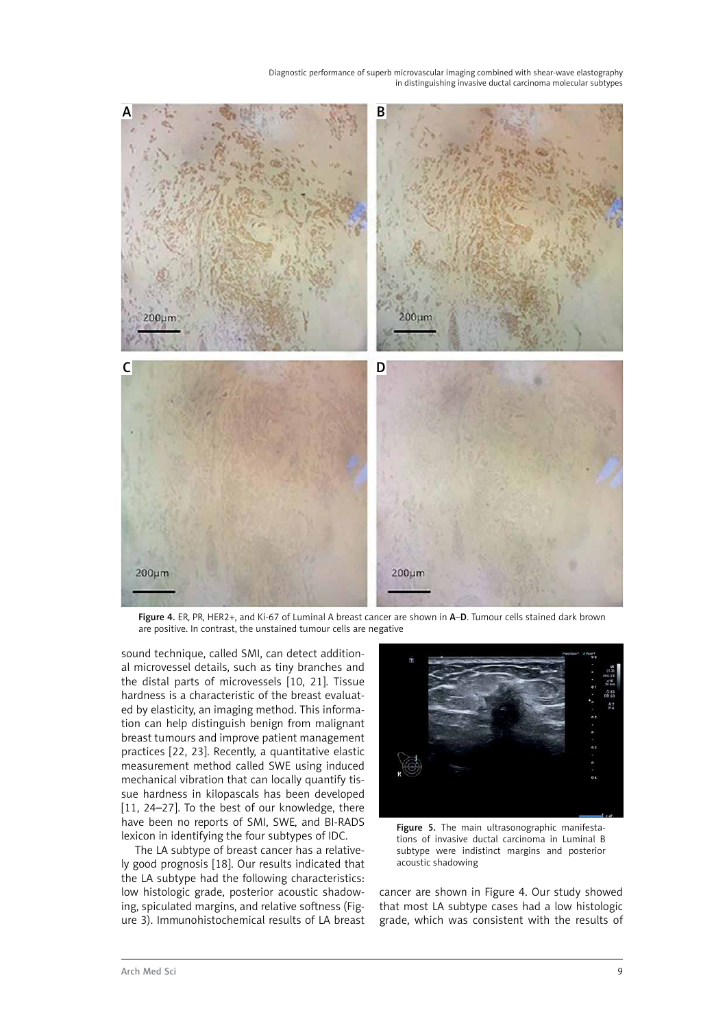Figure 4. ER, PR, HER2+, and Ki-67 of Luminal A breast cancer are shown in A–D. Tumour cells stained dark brown are positive. In contrast, the unstained tumour cells are negative

sound technique, called SMI, can detect additional microvessel details, such as tiny branches and the distal parts of microvessels [10, 21]. Tissue hardness is a characteristic of the breast evaluated by elasticity, an imaging method. This information can help distinguish benign from malignant breast tumours and improve patient management practices [22, 23]. Recently, a quantitative elastic measurement method called SWE using induced mechanical vibration that can locally quantify tissue hardness in kilopascals has been developed [11, 24–27]. To the best of our knowledge, there have been no reports of SMI, SWE, and BI-RADS lexicon in identifying the four subtypes of IDC.

The LA subtype of breast cancer has a relatively good prognosis [18]. Our results indicated that the LA subtype had the following characteristics: low histologic grade, posterior acoustic shadowing, spiculated margins, and relative softness (Figure 3). Immunohistochemical results of LA breast cancer are shown in Figure 4. Our study showed that most LA subtype cases had a low histologic grade, which was consistent with the results of

Figure 5. The main ultrasonographic manifestations of invasive ductal carcinoma in Luminal B subtype were indistinct margins and posterior acoustic shadowing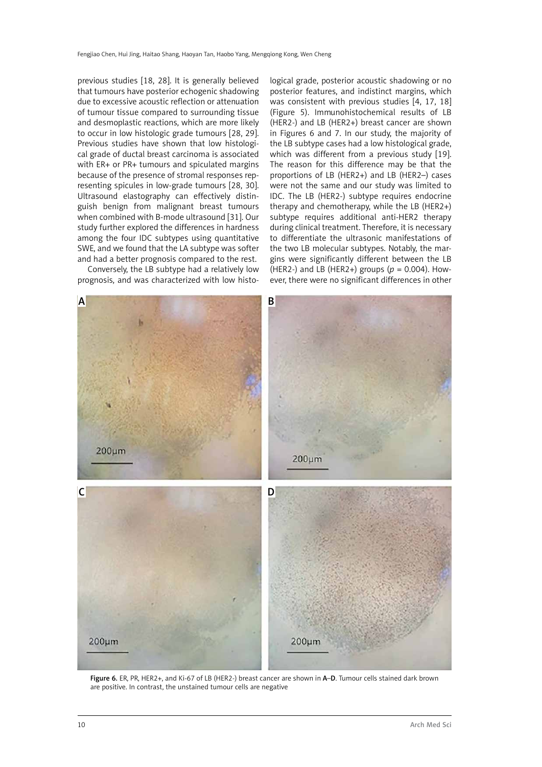previous studies [18, 28]. It is generally believed that tumours have posterior echogenic shadowing due to excessive acoustic reflection or attenuation of tumour tissue compared to surrounding tissue and desmoplastic reactions, which are more likely to occur in low histologic grade tumours [28, 29]. Previous studies have shown that low histological grade of ductal breast carcinoma is associated with ER+ or PR+ tumours and spiculated margins because of the presence of stromal responses representing spicules in low-grade tumours [28, 30]. Ultrasound elastography can effectively distinguish benign from malignant breast tumours when combined with B-mode ultrasound [31]. Our study further explored the differences in hardness among the four IDC subtypes using quantitative SWE, and we found that the LA subtype was softer and had a better prognosis compared to the rest.

Conversely, the LB subtype had a relatively low prognosis, and was characterized with low histological grade, posterior acoustic shadowing or no posterior features, and indistinct margins, which was consistent with previous studies [4, 17, 18] (Figure 5). Immunohistochemical results of LB (HER2-) and LB (HER2+) breast cancer are shown in Figures 6 and 7. In our study, the majority of the LB subtype cases had a low histological grade, which was different from a previous study [19]. The reason for this difference may be that the proportions of LB (HER2+) and LB (HER2–) cases were not the same and our study was limited to IDC. The LB (HER2-) subtype requires endocrine therapy and chemotherapy, while the LB (HER2+) subtype requires additional anti-HER2 therapy during clinical treatment. Therefore, it is necessary to differentiate the ultrasonic manifestations of the two LB molecular subtypes. Notably, the margins were significantly different between the LB (HER2-) and LB (HER2+) groups ($p$ = 0.004). However, there were no significant differences in other

**Figure 6.** ER, PR, HER2+, and Ki-67 of LB (HER2-) breast cancer are shown in **A**–**D**. Tumour cells stained dark brown are positive. In contrast, the unstained tumour cells are negative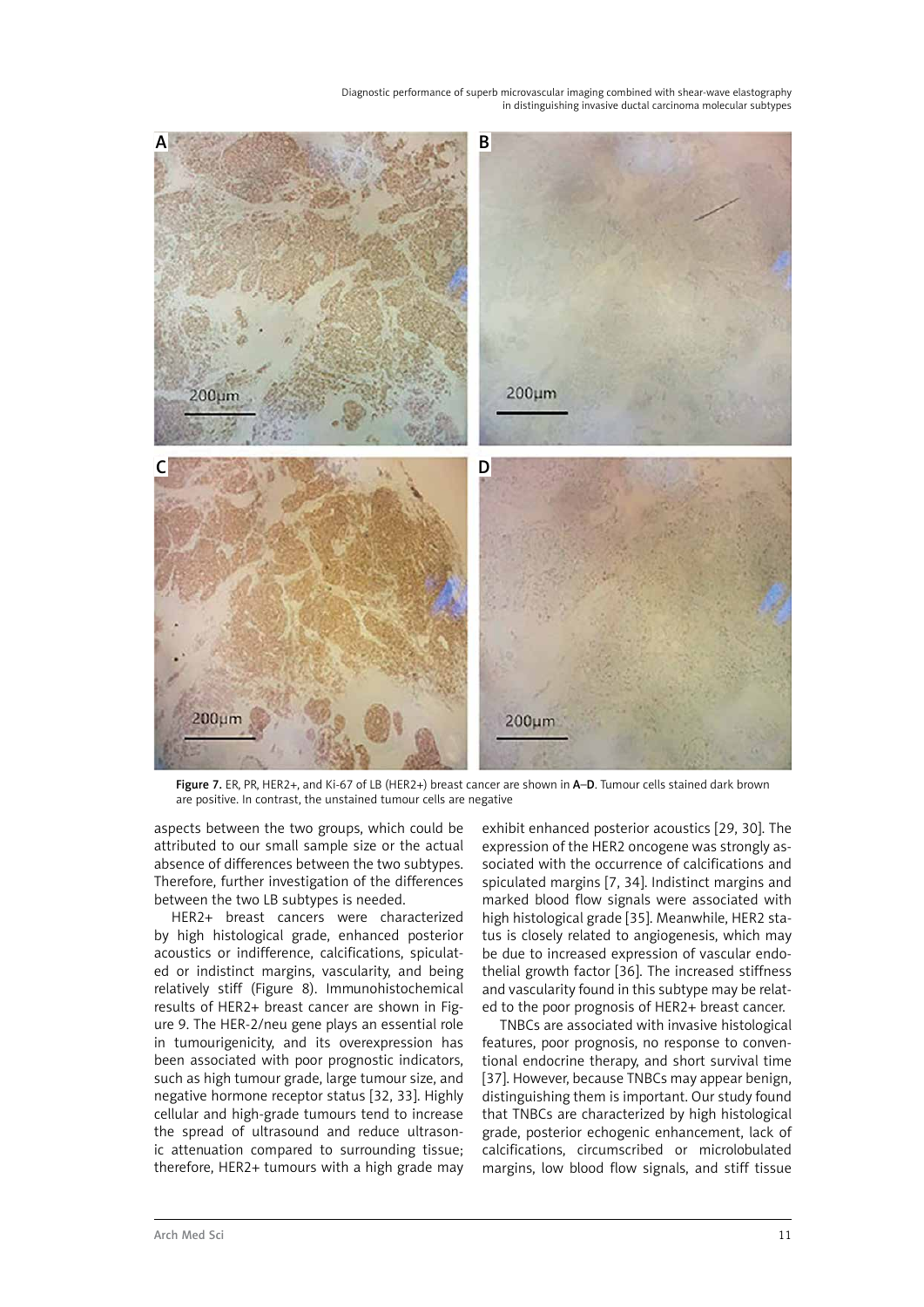Figure 7. ER, PR, HER2+, and Ki-67 of LB (HER2+) breast cancer are shown in **A**–**D**. Tumour cells stained dark brown are positive. In contrast, the unstained tumour cells are negative

aspects between the two groups, which could be attributed to our small sample size or the actual absence of differences between the two subtypes. Therefore, further investigation of the differences between the two LB subtypes is needed.

HER2+ breast cancers were characterized by high histological grade, enhanced posterior acoustics or indifference, calcifications, spiculated or indistinct margins, vascularity, and being relatively stiff (Figure 8). Immunohistochemical results of HER2+ breast cancer are shown in Figure 9. The HER-2/neu gene plays an essential role in tumourigenicity, and its overexpression has been associated with poor prognostic indicators, such as high tumour grade, large tumour size, and negative hormone receptor status [32, 33]. Highly cellular and high-grade tumours tend to increase the spread of ultrasound and reduce ultrasonic attenuation compared to surrounding tissue; therefore, HER2+ tumours with a high grade may exhibit enhanced posterior acoustics [29, 30]. The expression of the HER2 oncogene was strongly associated with the occurrence of calcifications and spiculated margins [7, 34]. Indistinct margins and marked blood flow signals were associated with high histological grade [35]. Meanwhile, HER2 status is closely related to angiogenesis, which may be due to increased expression of vascular endothelial growth factor [36]. The increased stiffness and vascularity found in this subtype may be related to the poor prognosis of HER2+ breast cancer.

TNBCs are associated with invasive histological features, poor prognosis, no response to conventional endocrine therapy, and short survival time [37]. However, because TNBCs may appear benign, distinguishing them is important. Our study found that TNBCs are characterized by high histological grade, posterior echogenic enhancement, lack of calcifications, circumscribed or microlobulated margins, low blood flow signals, and stiff tissue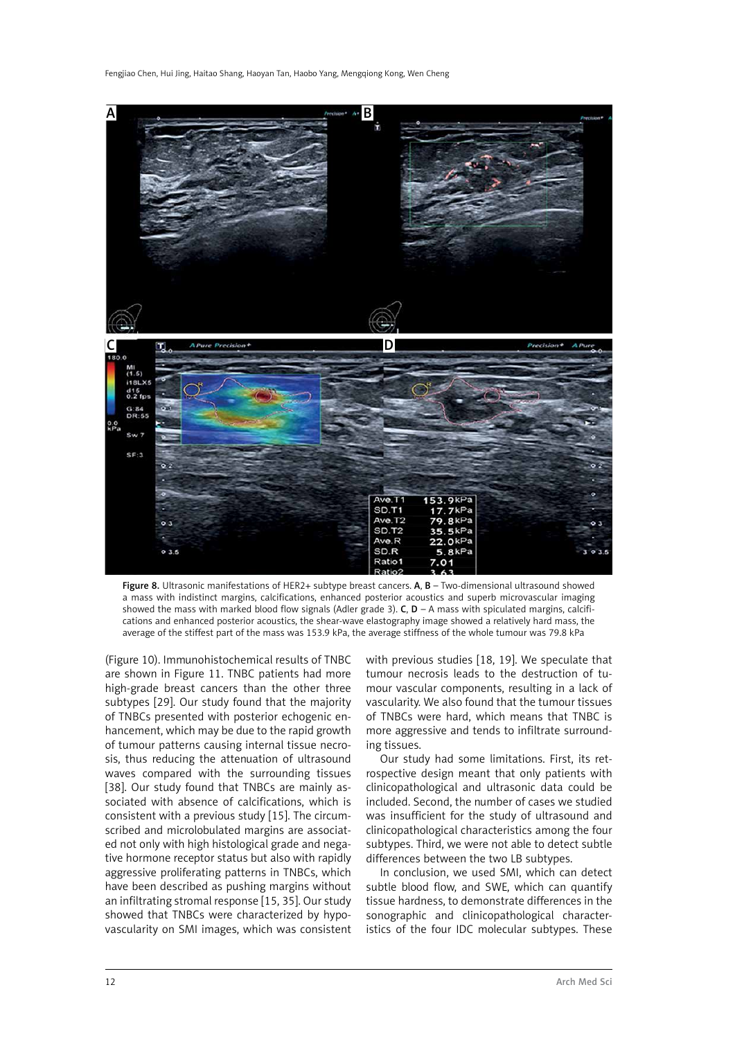Figure 8. Ultrasonic manifestations of HER2+ subtype breast cancers. **A**, **B** – Two-dimensional ultrasound showed a mass with indistinct margins, calcifications, enhanced posterior acoustics and superb microvascular imaging showed the mass with marked blood flow signals (Adler grade 3). **C**, **D** – A mass with spiculated margins, calcifications and enhanced posterior acoustics, the shear-wave elastography image showed a relatively hard mass, the average of the stiffest part of the mass was 153.9 kPa, the average stiffness of the whole tumour was 79.8 kPa

(Figure 10). Immunohistochemical results of TNBC are shown in Figure 11. TNBC patients had more high-grade breast cancers than the other three subtypes [29]. Our study found that the majority of TNBCs presented with posterior echogenic enhancement, which may be due to the rapid growth of tumour patterns causing internal tissue necrosis, thus reducing the attenuation of ultrasound waves compared with the surrounding tissues [38]. Our study found that TNBCs are mainly associated with absence of calcifications, which is consistent with a previous study [15]. The circumscribed and microlobulated margins are associated not only with high histological grade and negative hormone receptor status but also with rapidly aggressive proliferating patterns in TNBCs, which have been described as pushing margins without an infiltrating stromal response [15, 35]. Our study showed that TNBCs were characterized by hypovascularity on SMI images, which was consistent with previous studies [18, 19]. We speculate that tumour necrosis leads to the destruction of tumour vascular components, resulting in a lack of vascularity. We also found that the tumour tissues of TNBCs were hard, which means that TNBC is more aggressive and tends to infiltrate surrounding tissues.

Our study had some limitations. First, its retrospective design meant that only patients with clinicopathological and ultrasonic data could be included. Second, the number of cases we studied was insufficient for the study of ultrasound and clinicopathological characteristics among the four subtypes. Third, we were not able to detect subtle differences between the two LB subtypes.

In conclusion, we used SMI, which can detect subtle blood flow, and SWE, which can quantify tissue hardness, to demonstrate differences in the sonographic and clinicopathological characteristics of the four IDC molecular subtypes. These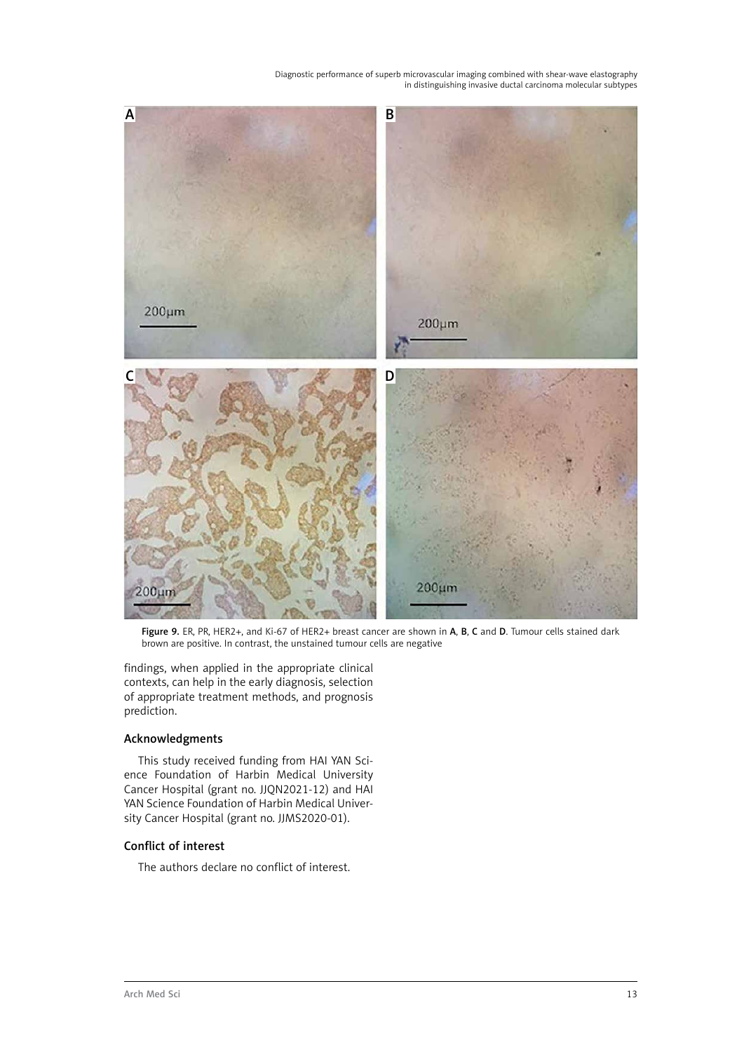Figure 9. ER, PR, HER2+, and Ki-67 of HER2+ breast cancer are shown in **A**, **B**, **C** and **D**. Tumour cells stained dark brown are positive. In contrast, the unstained tumour cells are negative

findings, when applied in the appropriate clinical contexts, can help in the early diagnosis, selection of appropriate treatment methods, and prognosis prediction.

## Acknowledgments

This study received funding from HAI YAN Science Foundation of Harbin Medical University Cancer Hospital (grant no. JJQN2021-12) and HAI YAN Science Foundation of Harbin Medical University Cancer Hospital (grant no. JJMS2020-01).

## Conflict of interest

The authors declare no conflict of interest.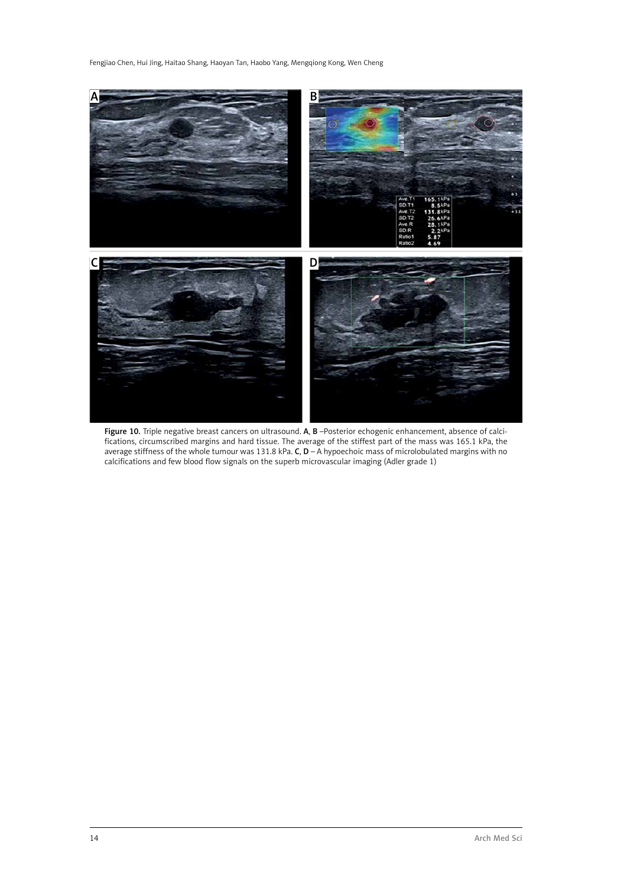Figure 10. Triple negative breast cancers on ultrasound. A, B –Posterior echogenic enhancement, absence of calcifications, circumscribed margins and hard tissue. The average of the stiffest part of the mass was 165.1 kPa, the average stiffness of the whole tumour was 131.8 kPa. C, D – A hypoechoic mass of microlobulated margins with no calcifications and few blood flow signals on the superb microvascular imaging (Adler grade 1)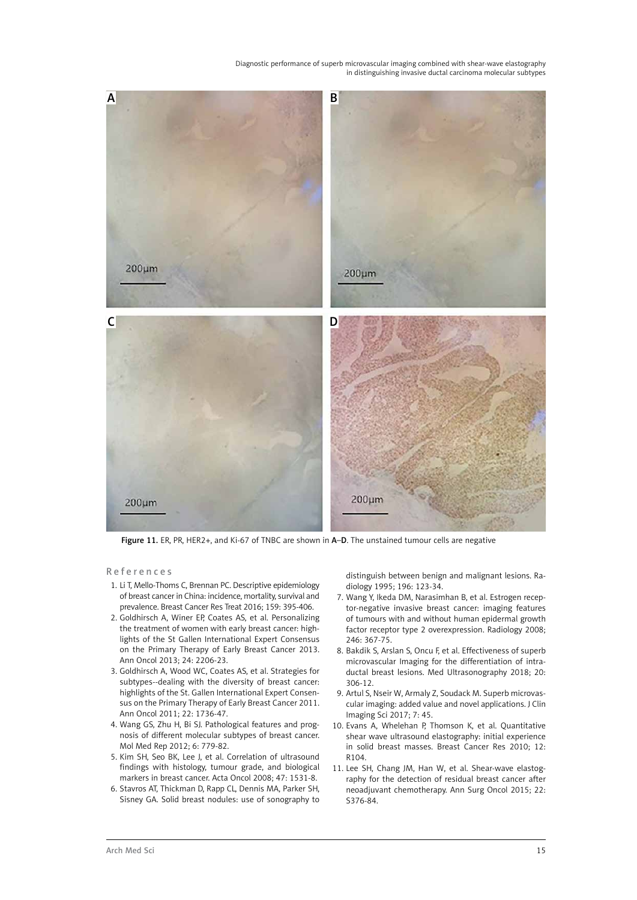Figure 11. ER, PR, HER2+, and Ki-67 of TNBC are shown in **A**–**D**. The unstained tumour cells are negative

## References

1. Li T, Mello-Thoms C, Brennan PC. Descriptive epidemiology of breast cancer in China: incidence, mortality, survival and prevalence. Breast Cancer Res Treat 2016; 159: 395-406.
2. Goldhirsch A, Winer EP, Coates AS, et al. Personalizing the treatment of women with early breast cancer: highlights of the St Gallen International Expert Consensus on the Primary Therapy of Early Breast Cancer 2013. Ann Oncol 2013; 24: 2206-23.
3. Goldhirsch A, Wood WC, Coates AS, et al. Strategies for subtypes--dealing with the diversity of breast cancer: highlights of the St. Gallen International Expert Consensus on the Primary Therapy of Early Breast Cancer 2011. Ann Oncol 2011; 22: 1736-47.
4. Wang GS, Zhu H, Bi SJ. Pathological features and prognosis of different molecular subtypes of breast cancer. Mol Med Rep 2012; 6: 779-82.
5. Kim SH, Seo BK, Lee J, et al. Correlation of ultrasound findings with histology, tumour grade, and biological markers in breast cancer. Acta Oncol 2008; 47: 1531-8.
6. Stavros AT, Thickman D, Rapp CL, Dennis MA, Parker SH, Sisney GA. Solid breast nodules: use of sonography to distinguish between benign and malignant lesions. Radiology 1995; 196: 123-34.
7. Wang Y, Ikeda DM, Narasimhan B, et al. Estrogen receptor-negative invasive breast cancer: imaging features of tumours with and without human epidermal growth factor receptor type 2 overexpression. Radiology 2008; 246: 367-75.
8. Bakdik S, Arslan S, Oncu F, et al. Effectiveness of superb microvascular Imaging for the differentiation of intraductal breast lesions. Med Ultrasonography 2018; 20: 306-12.
9. Artul S, Nseir W, Armaly Z, Soudack M. Superb microvascular imaging: added value and novel applications. J Clin Imaging Sci 2017; 7: 45.
10. Evans A, Whelehan P, Thomson K, et al. Quantitative shear wave ultrasound elastography: initial experience in solid breast masses. Breast Cancer Res 2010; 12: R104.
11. Lee SH, Chang JM, Han W, et al. Shear-wave elastography for the detection of residual breast cancer after neoadjuvant chemotherapy. Ann Surg Oncol 2015; 22: S376-84.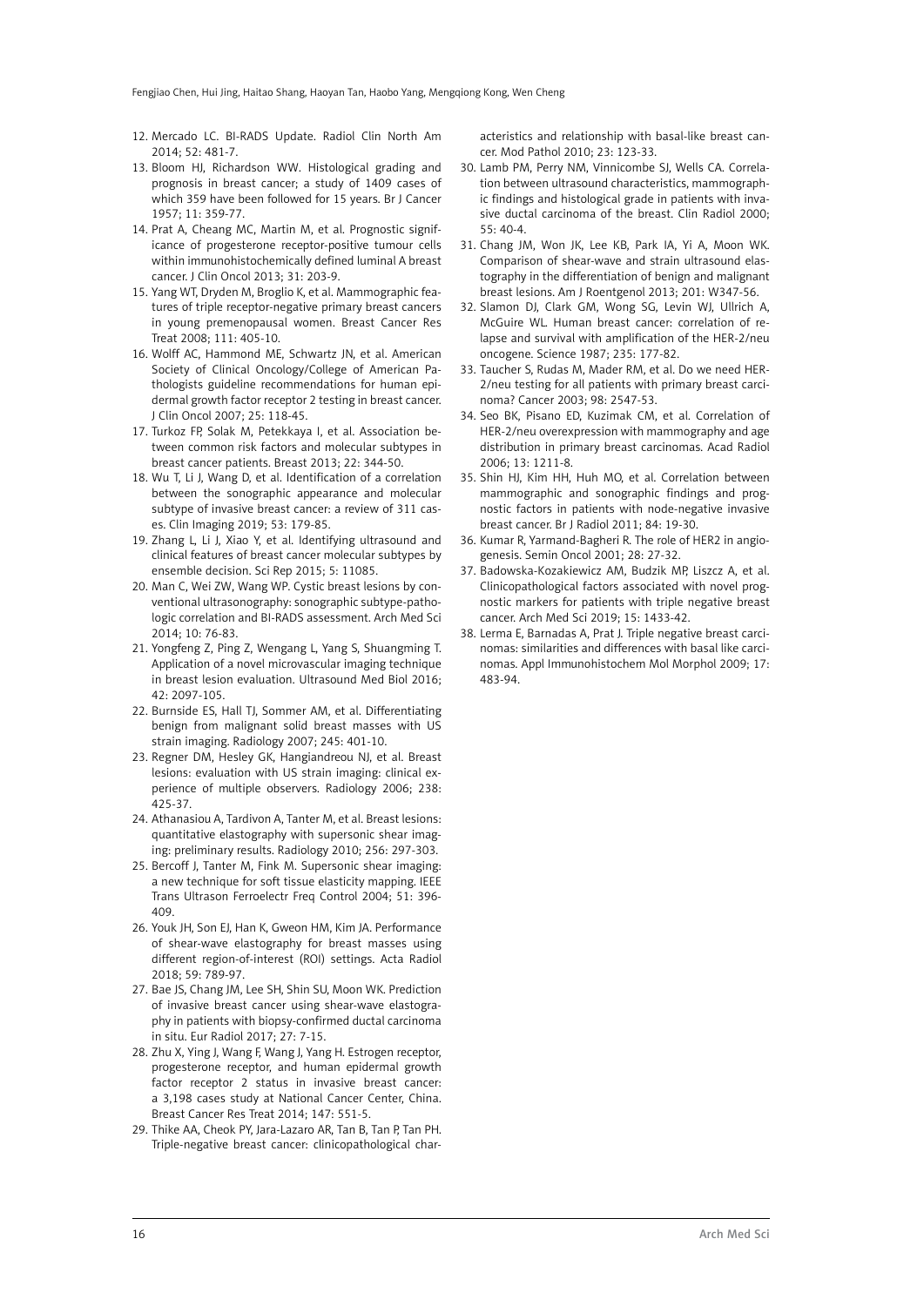12. Mercado LC. BI-RADS Update. Radiol Clin North Am 2014; 52: 481-7.
13. Bloom HJ, Richardson WW. Histological grading and prognosis in breast cancer; a study of 1409 cases of which 359 have been followed for 15 years. Br J Cancer 1957; 11: 359-77.
14. Prat A, Cheang MC, Martin M, et al. Prognostic significance of progesterone receptor-positive tumour cells within immunohistochemically defined luminal A breast cancer. J Clin Oncol 2013; 31: 203-9.
15. Yang WT, Dryden M, Broglio K, et al. Mammographic features of triple receptor-negative primary breast cancers in young premenopausal women. Breast Cancer Res Treat 2008; 111: 405-10.
16. Wolff AC, Hammond ME, Schwartz JN, et al. American Society of Clinical Oncology/College of American Pathologists guideline recommendations for human epidermal growth factor receptor 2 testing in breast cancer. J Clin Oncol 2007; 25: 118-45.
17. Turkoz FP, Solak M, Petekkaya I, et al. Association between common risk factors and molecular subtypes in breast cancer patients. Breast 2013; 22: 344-50.
18. Wu T, Li J, Wang D, et al. Identification of a correlation between the sonographic appearance and molecular subtype of invasive breast cancer: a review of 311 cases. Clin Imaging 2019; 53: 179-85.
19. Zhang L, Li J, Xiao Y, et al. Identifying ultrasound and clinical features of breast cancer molecular subtypes by ensemble decision. Sci Rep 2015; 5: 11085.
20. Man C, Wei ZW, Wang WP. Cystic breast lesions by conventional ultrasonography: sonographic subtype-pathologic correlation and BI-RADS assessment. Arch Med Sci 2014; 10: 76-83.
21. Yongfeng Z, Ping Z, Wengang L, Yang S, Shuangming T. Application of a novel microvascular imaging technique in breast lesion evaluation. Ultrasound Med Biol 2016; 42: 2097-105.
22. Burnside ES, Hall TJ, Sommer AM, et al. Differentiating benign from malignant solid breast masses with US strain imaging. Radiology 2007; 245: 401-10.
23. Regner DM, Hesley GK, Hangiandreou NJ, et al. Breast lesions: evaluation with US strain imaging: clinical experience of multiple observers. Radiology 2006; 238: 425-37.
24. Athanasiou A, Tardivon A, Tanter M, et al. Breast lesions: quantitative elastography with supersonic shear imaging: preliminary results. Radiology 2010; 256: 297-303.
25. Bercoff J, Tanter M, Fink M. Supersonic shear imaging: a new technique for soft tissue elasticity mapping. IEEE Trans Ultrason Ferroelectr Freq Control 2004; 51: 396-409.
26. Youk JH, Son EJ, Han K, Gweon HM, Kim JA. Performance of shear-wave elastography for breast masses using different region-of-interest (ROI) settings. Acta Radiol 2018; 59: 789-97.
27. Bae JS, Chang JM, Lee SH, Shin SU, Moon WK. Prediction of invasive breast cancer using shear-wave elastography in patients with biopsy-confirmed ductal carcinoma in situ. Eur Radiol 2017; 27: 7-15.
28. Zhu X, Ying J, Wang F, Wang J, Yang H. Estrogen receptor, progesterone receptor, and human epidermal growth factor receptor 2 status in invasive breast cancer: a 3,198 cases study at National Cancer Center, China. Breast Cancer Res Treat 2014; 147: 551-5.
29. Thike AA, Cheok PY, Jara-Lazaro AR, Tan B, Tan P, Tan PH. Triple-negative breast cancer: clinicopathological characteristics and relationship with basal-like breast cancer. Mod Pathol 2010; 23: 123-33.
30. Lamb PM, Perry NM, Vinnicombe SJ, Wells CA. Correlation between ultrasound characteristics, mammographic findings and histological grade in patients with invasive ductal carcinoma of the breast. Clin Radiol 2000; 55: 40-4.
31. Chang JM, Won JK, Lee KB, Park IA, Yi A, Moon WK. Comparison of shear-wave and strain ultrasound elastography in the differentiation of benign and malignant breast lesions. Am J Roentgenol 2013; 201: W347-56.
32. Slamon DJ, Clark GM, Wong SG, Levin WJ, Ullrich A, McGuire WL. Human breast cancer: correlation of relapse and survival with amplification of the HER-2/neu oncogene. Science 1987; 235: 177-82.
33. Taucher S, Rudas M, Mader RM, et al. Do we need HER-2/neu testing for all patients with primary breast carcinoma? Cancer 2003; 98: 2547-53.
34. Seo BK, Pisano ED, Kuzimak CM, et al. Correlation of HER-2/neu overexpression with mammography and age distribution in primary breast carcinomas. Acad Radiol 2006; 13: 1211-8.
35. Shin HJ, Kim HH, Huh MO, et al. Correlation between mammographic and sonographic findings and prognostic factors in patients with node-negative invasive breast cancer. Br J Radiol 2011; 84: 19-30.
36. Kumar R, Yarmand-Bagheri R. The role of HER2 in angiogenesis. Semin Oncol 2001; 28: 27-32.
37. Badowska-Kozakiewicz AM, Budzik MP, Liszcz A, et al. Clinicopathological factors associated with novel prognostic markers for patients with triple negative breast cancer. Arch Med Sci 2019; 15: 1433-42.
38. Lerma E, Barnadas A, Prat J. Triple negative breast carcinomas: similarities and differences with basal like carcinomas. Appl Immunohistochem Mol Morphol 2009; 17: 483-94.